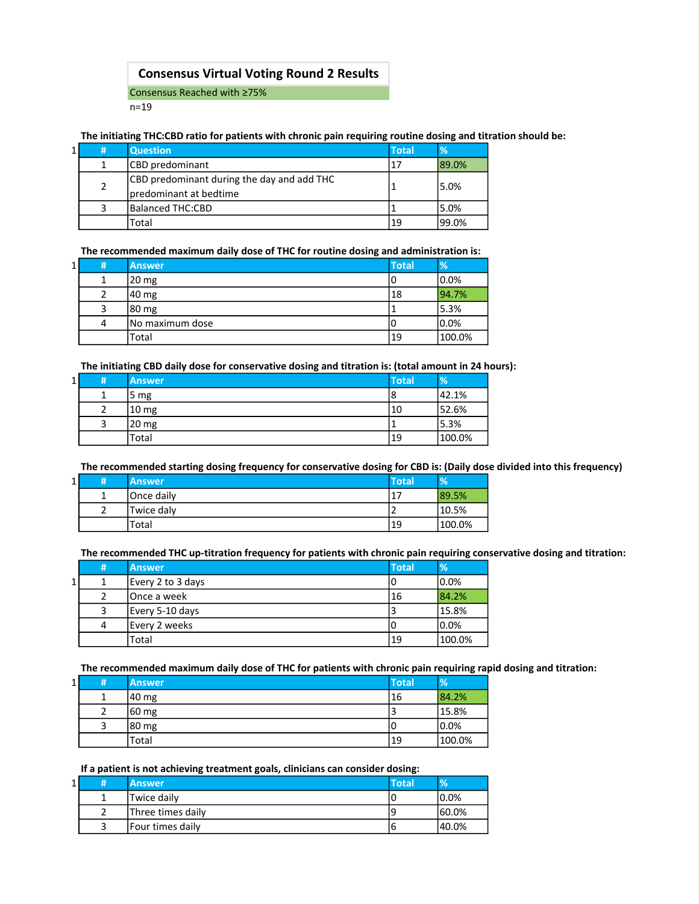# Consensus Virtual Voting Round 2 Results

Consensus Reached with ≥75%

n=19

**The initiating THC:CBD ratio for patients with chronic pain requiring routine dosing and titration should be:**

| # | Question | Total | % |
|---|---|---|---|
| 1 | CBD predominant | 17 | 89.0% |
| 2 | CBD predominant during the day and add THC predominant at bedtime | 1 | 5.0% |
| 3 | Balanced THC:CBD | 1 | 5.0% |
| | Total | 19 | 99.0% |

**The recommended maximum daily dose of THC for routine dosing and administration is:**

| # | Answer | Total | % |
|---|---|---|---|
| 1 | 20 mg | 0 | 0.0% |
| 2 | 40 mg | 18 | 94.7% |
| 3 | 80 mg | 1 | 5.3% |
| 4 | No maximum dose | 0 | 0.0% |
| | Total | 19 | 100.0% |

**The initiating CBD daily dose for conservative dosing and titration is: (total amount in 24 hours):**

| # | Answer | Total | % |
|---|---|---|---|
| 1 | 5 mg | 8 | 42.1% |
| 2 | 10 mg | 10 | 52.6% |
| 3 | 20 mg | 1 | 5.3% |
| | Total | 19 | 100.0% |

**The recommended starting dosing frequency for conservative dosing for CBD is: (Daily dose divided into this frequency)**

| # | Answer | Total | % |
|---|---|---|---|
| 1 | Once daily | 17 | 89.5% |
| 2 | Twice daly | 2 | 10.5% |
| | Total | 19 | 100.0% |

**The recommended THC up-titration frequency for patients with chronic pain requiring conservative dosing and titration:**

| # | Answer | Total | % |
|---|---|---|---|
| 1 | Every 2 to 3 days | 0 | 0.0% |
| 2 | Once a week | 16 | 84.2% |
| 3 | Every 5-10 days | 3 | 15.8% |
| 4 | Every 2 weeks | 0 | 0.0% |
| | Total | 19 | 100.0% |

**The recommended maximum daily dose of THC for patients with chronic pain requiring rapid dosing and titration:**

| # | Answer | Total | % |
|---|---|---|---|
| 1 | 40 mg | 16 | 84.2% |
| 2 | 60 mg | 3 | 15.8% |
| 3 | 80 mg | 0 | 0.0% |
| | Total | 19 | 100.0% |

**If a patient is not achieving treatment goals, clinicians can consider dosing:**

| # | Answer | Total | % |
|---|---|---|---|
| 1 | Twice daily | 0 | 0.0% |
| 2 | Three times daily | 9 | 60.0% |
| 3 | Four times daily | 6 | 40.0% |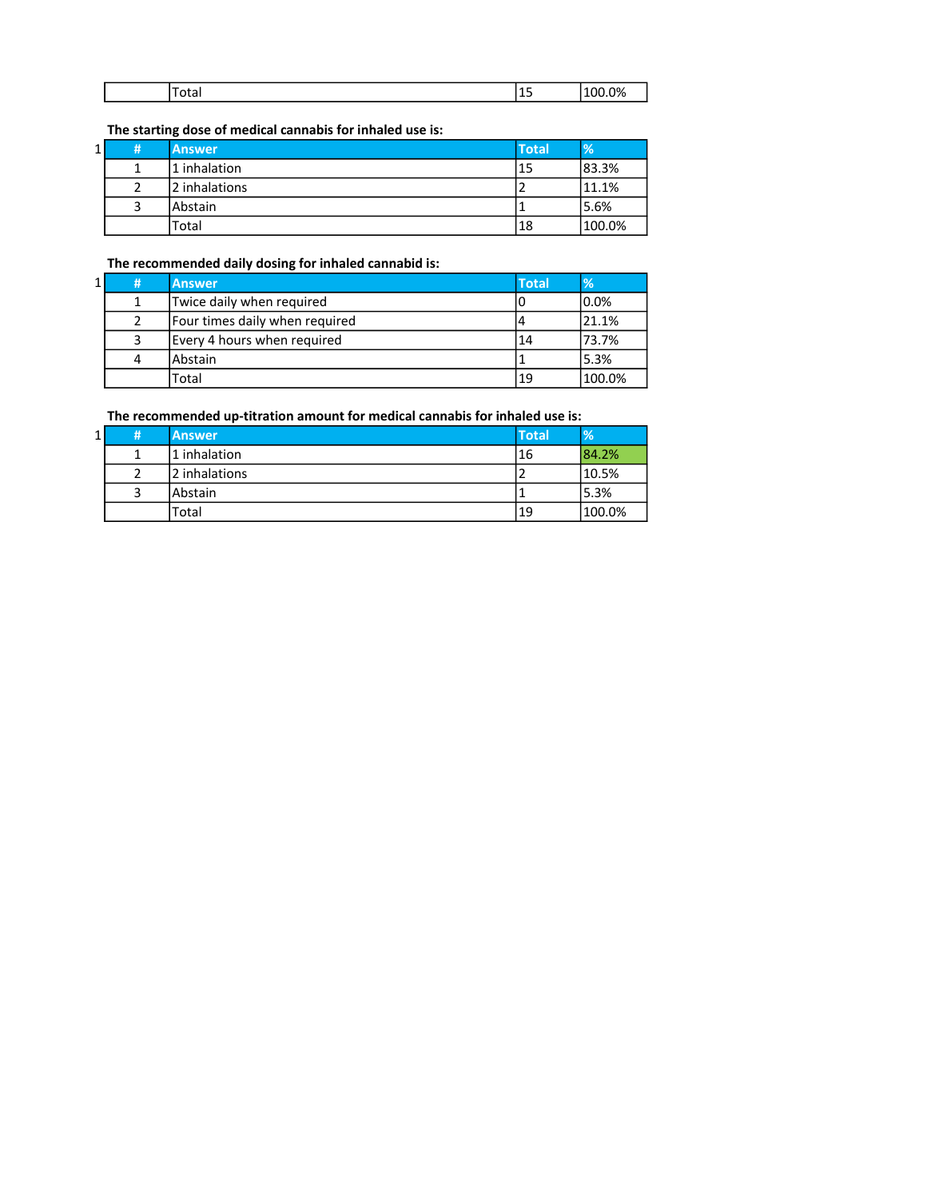| | | | |
|---|---|---|---|
| | Total | 15 | 100.0% |

**The starting dose of medical cannabis for inhaled use is:**

| # | Answer | Total | % |
|---|---|---|---|
| 1 | 1 inhalation | 15 | 83.3% |
| 2 | 2 inhalations | 2 | 11.1% |
| 3 | Abstain | 1 | 5.6% |
| | Total | 18 | 100.0% |

**The recommended daily dosing for inhaled cannabid is:**

| # | Answer | Total | % |
|---|---|---|---|
| 1 | Twice daily when required | 0 | 0.0% |
| 2 | Four times daily when required | 4 | 21.1% |
| 3 | Every 4 hours when required | 14 | 73.7% |
| 4 | Abstain | 1 | 5.3% |
| | Total | 19 | 100.0% |

**The recommended up-titration amount for medical cannabis for inhaled use is:**

| # | Answer | Total | % |
|---|---|---|---|
| 1 | 1 inhalation | 16 | 84.2% |
| 2 | 2 inhalations | 2 | 10.5% |
| 3 | Abstain | 1 | 5.3% |
| | Total | 19 | 100.0% |